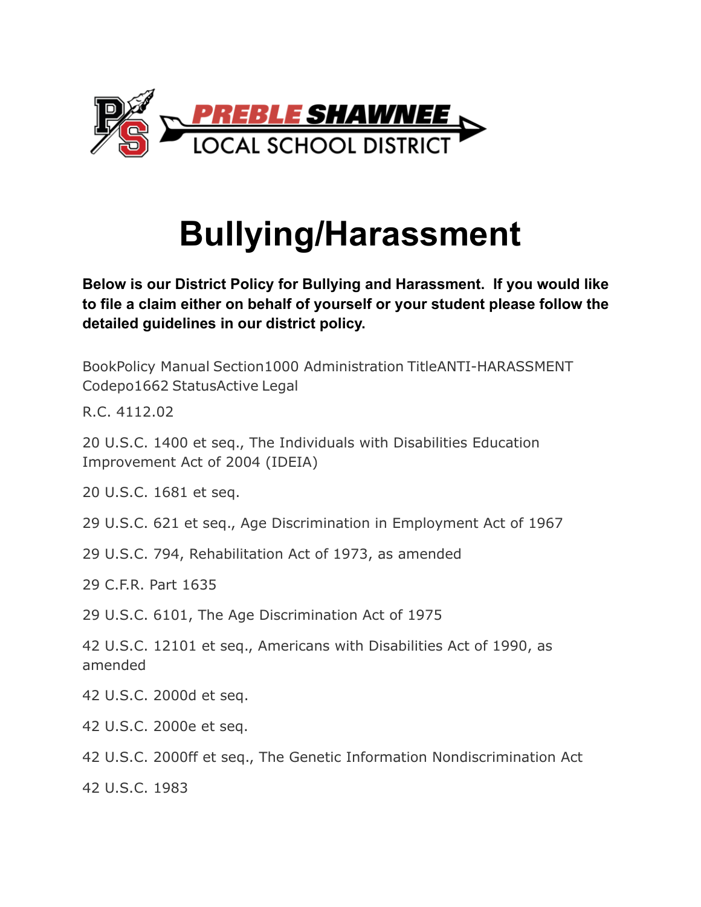PREBLE SHAWNEE LOCAL SCHOOL DISTRICT

# Bullying/Harassment

**Below is our District Policy for Bullying and Harassment. If you would like to file a claim either on behalf of yourself or your student please follow the detailed guidelines in our district policy.**

BookPolicy Manual Section1000 Administration TitleANTI-HARASSMENT Codepo1662 StatusActive Legal

R.C. 4112.02

20 U.S.C. 1400 et seq., The Individuals with Disabilities Education Improvement Act of 2004 (IDEIA)

20 U.S.C. 1681 et seq.

29 U.S.C. 621 et seq., Age Discrimination in Employment Act of 1967

29 U.S.C. 794, Rehabilitation Act of 1973, as amended

29 C.F.R. Part 1635

29 U.S.C. 6101, The Age Discrimination Act of 1975

42 U.S.C. 12101 et seq., Americans with Disabilities Act of 1990, as amended

42 U.S.C. 2000d et seq.

42 U.S.C. 2000e et seq.

42 U.S.C. 2000ff et seq., The Genetic Information Nondiscrimination Act

42 U.S.C. 1983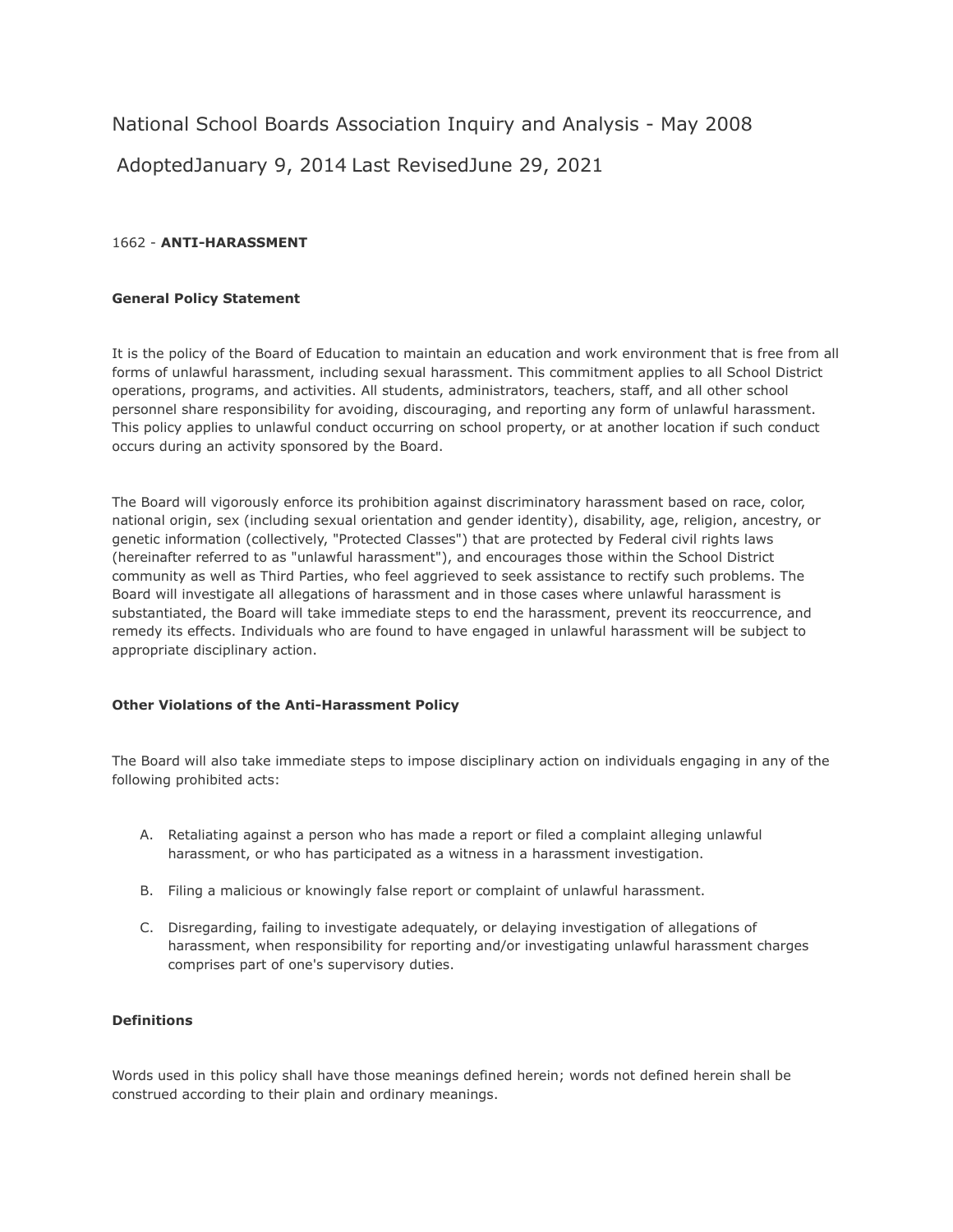National School Boards Association Inquiry and Analysis - May 2008

AdoptedJanuary 9, 2014 Last RevisedJune 29, 2021

1662 - **ANTI-HARASSMENT**

**General Policy Statement**

It is the policy of the Board of Education to maintain an education and work environment that is free from all forms of unlawful harassment, including sexual harassment. This commitment applies to all School District operations, programs, and activities. All students, administrators, teachers, staff, and all other school personnel share responsibility for avoiding, discouraging, and reporting any form of unlawful harassment. This policy applies to unlawful conduct occurring on school property, or at another location if such conduct occurs during an activity sponsored by the Board.

The Board will vigorously enforce its prohibition against discriminatory harassment based on race, color, national origin, sex (including sexual orientation and gender identity), disability, age, religion, ancestry, or genetic information (collectively, "Protected Classes") that are protected by Federal civil rights laws (hereinafter referred to as "unlawful harassment"), and encourages those within the School District community as well as Third Parties, who feel aggrieved to seek assistance to rectify such problems. The Board will investigate all allegations of harassment and in those cases where unlawful harassment is substantiated, the Board will take immediate steps to end the harassment, prevent its reoccurrence, and remedy its effects. Individuals who are found to have engaged in unlawful harassment will be subject to appropriate disciplinary action.

**Other Violations of the Anti-Harassment Policy**

The Board will also take immediate steps to impose disciplinary action on individuals engaging in any of the following prohibited acts:

A. Retaliating against a person who has made a report or filed a complaint alleging unlawful harassment, or who has participated as a witness in a harassment investigation.

B. Filing a malicious or knowingly false report or complaint of unlawful harassment.

C. Disregarding, failing to investigate adequately, or delaying investigation of allegations of harassment, when responsibility for reporting and/or investigating unlawful harassment charges comprises part of one's supervisory duties.

**Definitions**

Words used in this policy shall have those meanings defined herein; words not defined herein shall be construed according to their plain and ordinary meanings.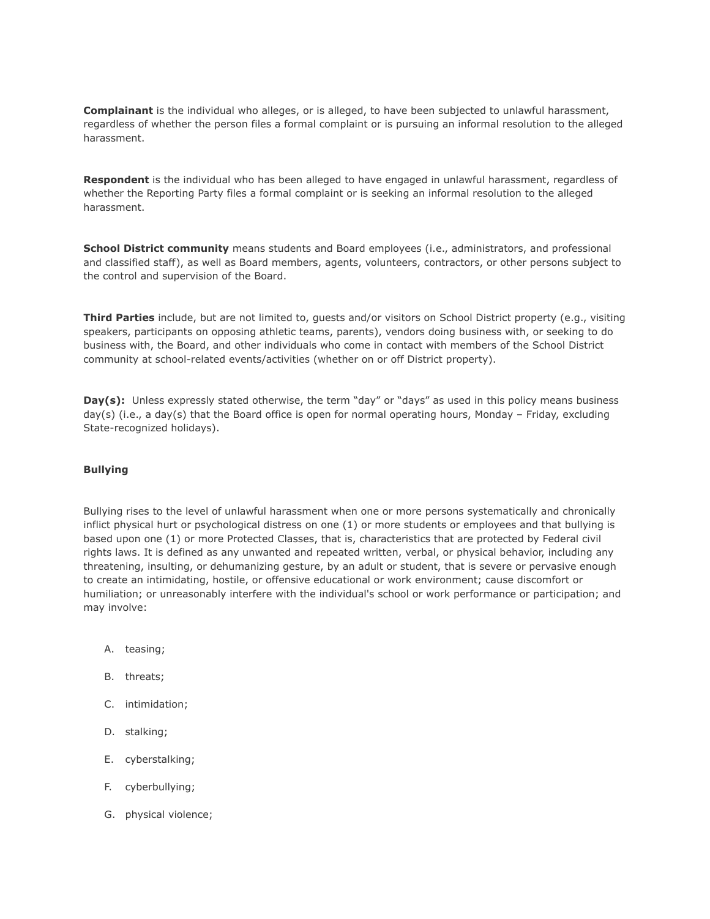**Complainant** is the individual who alleges, or is alleged, to have been subjected to unlawful harassment, regardless of whether the person files a formal complaint or is pursuing an informal resolution to the alleged harassment.

**Respondent** is the individual who has been alleged to have engaged in unlawful harassment, regardless of whether the Reporting Party files a formal complaint or is seeking an informal resolution to the alleged harassment.

**School District community** means students and Board employees (i.e., administrators, and professional and classified staff), as well as Board members, agents, volunteers, contractors, or other persons subject to the control and supervision of the Board.

**Third Parties** include, but are not limited to, guests and/or visitors on School District property (e.g., visiting speakers, participants on opposing athletic teams, parents), vendors doing business with, or seeking to do business with, the Board, and other individuals who come in contact with members of the School District community at school-related events/activities (whether on or off District property).

**Day(s):** Unless expressly stated otherwise, the term "day" or "days" as used in this policy means business day(s) (i.e., a day(s) that the Board office is open for normal operating hours, Monday – Friday, excluding State-recognized holidays).

**Bullying**

Bullying rises to the level of unlawful harassment when one or more persons systematically and chronically inflict physical hurt or psychological distress on one (1) or more students or employees and that bullying is based upon one (1) or more Protected Classes, that is, characteristics that are protected by Federal civil rights laws. It is defined as any unwanted and repeated written, verbal, or physical behavior, including any threatening, insulting, or dehumanizing gesture, by an adult or student, that is severe or pervasive enough to create an intimidating, hostile, or offensive educational or work environment; cause discomfort or humiliation; or unreasonably interfere with the individual's school or work performance or participation; and may involve:

A. teasing;

B. threats;

C. intimidation;

D. stalking;

E. cyberstalking;

F. cyberbullying;

G. physical violence;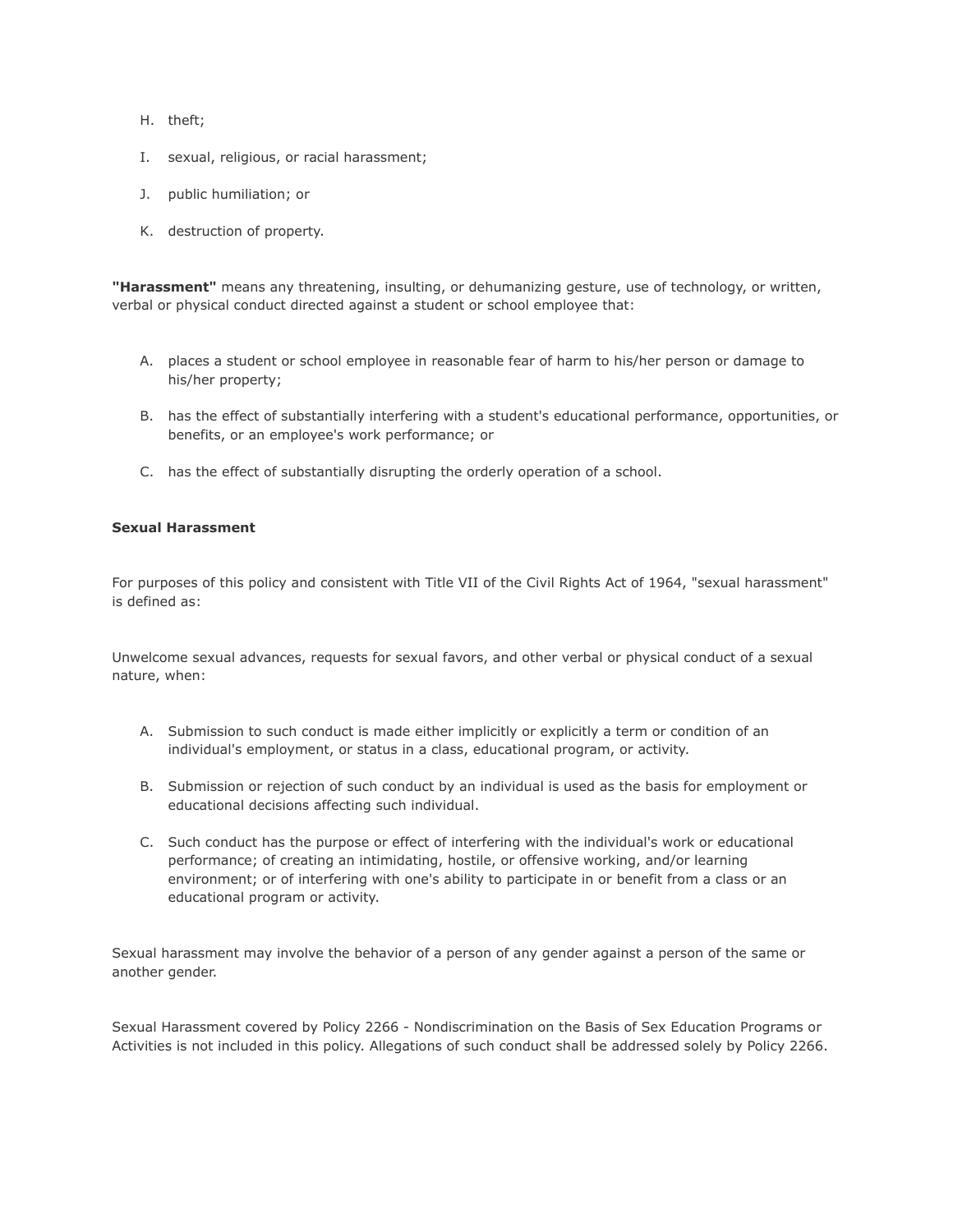H. theft;

I. sexual, religious, or racial harassment;

J. public humiliation; or

K. destruction of property.

**"Harassment"** means any threatening, insulting, or dehumanizing gesture, use of technology, or written, verbal or physical conduct directed against a student or school employee that:

A. places a student or school employee in reasonable fear of harm to his/her person or damage to his/her property;

B. has the effect of substantially interfering with a student's educational performance, opportunities, or benefits, or an employee's work performance; or

C. has the effect of substantially disrupting the orderly operation of a school.

**Sexual Harassment**

For purposes of this policy and consistent with Title VII of the Civil Rights Act of 1964, "sexual harassment" is defined as:

Unwelcome sexual advances, requests for sexual favors, and other verbal or physical conduct of a sexual nature, when:

A. Submission to such conduct is made either implicitly or explicitly a term or condition of an individual's employment, or status in a class, educational program, or activity.

B. Submission or rejection of such conduct by an individual is used as the basis for employment or educational decisions affecting such individual.

C. Such conduct has the purpose or effect of interfering with the individual's work or educational performance; of creating an intimidating, hostile, or offensive working, and/or learning environment; or of interfering with one's ability to participate in or benefit from a class or an educational program or activity.

Sexual harassment may involve the behavior of a person of any gender against a person of the same or another gender.

Sexual Harassment covered by Policy 2266 - Nondiscrimination on the Basis of Sex Education Programs or Activities is not included in this policy. Allegations of such conduct shall be addressed solely by Policy 2266.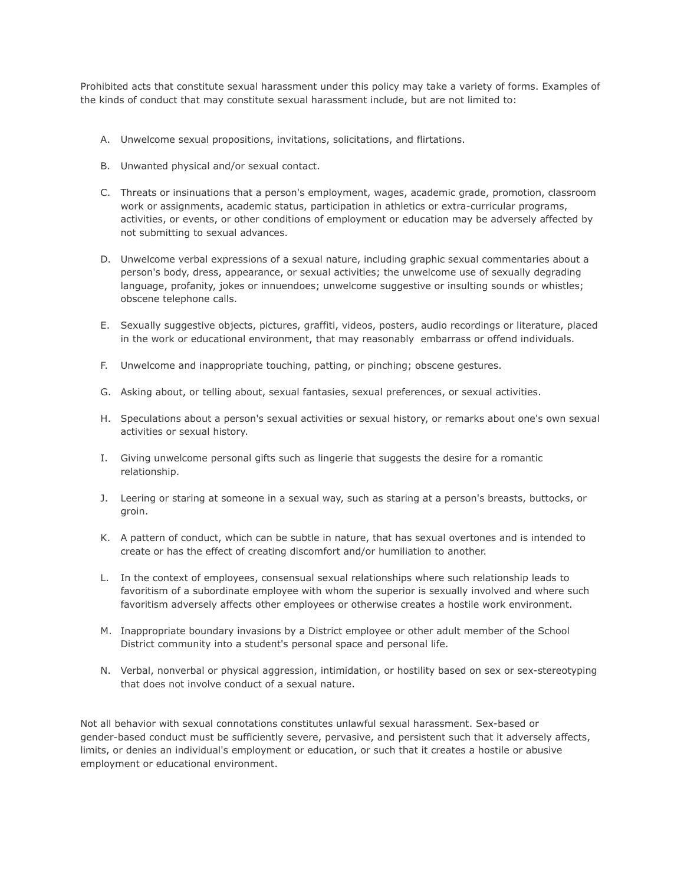Prohibited acts that constitute sexual harassment under this policy may take a variety of forms. Examples of the kinds of conduct that may constitute sexual harassment include, but are not limited to:

A. Unwelcome sexual propositions, invitations, solicitations, and flirtations.

B. Unwanted physical and/or sexual contact.

C. Threats or insinuations that a person's employment, wages, academic grade, promotion, classroom work or assignments, academic status, participation in athletics or extra-curricular programs, activities, or events, or other conditions of employment or education may be adversely affected by not submitting to sexual advances.

D. Unwelcome verbal expressions of a sexual nature, including graphic sexual commentaries about a person's body, dress, appearance, or sexual activities; the unwelcome use of sexually degrading language, profanity, jokes or innuendoes; unwelcome suggestive or insulting sounds or whistles; obscene telephone calls.

E. Sexually suggestive objects, pictures, graffiti, videos, posters, audio recordings or literature, placed in the work or educational environment, that may reasonably embarrass or offend individuals.

F. Unwelcome and inappropriate touching, patting, or pinching; obscene gestures.

G. Asking about, or telling about, sexual fantasies, sexual preferences, or sexual activities.

H. Speculations about a person's sexual activities or sexual history, or remarks about one's own sexual activities or sexual history.

I. Giving unwelcome personal gifts such as lingerie that suggests the desire for a romantic relationship.

J. Leering or staring at someone in a sexual way, such as staring at a person's breasts, buttocks, or groin.

K. A pattern of conduct, which can be subtle in nature, that has sexual overtones and is intended to create or has the effect of creating discomfort and/or humiliation to another.

L. In the context of employees, consensual sexual relationships where such relationship leads to favoritism of a subordinate employee with whom the superior is sexually involved and where such favoritism adversely affects other employees or otherwise creates a hostile work environment.

M. Inappropriate boundary invasions by a District employee or other adult member of the School District community into a student's personal space and personal life.

N. Verbal, nonverbal or physical aggression, intimidation, or hostility based on sex or sex-stereotyping that does not involve conduct of a sexual nature.

Not all behavior with sexual connotations constitutes unlawful sexual harassment. Sex-based or gender-based conduct must be sufficiently severe, pervasive, and persistent such that it adversely affects, limits, or denies an individual's employment or education, or such that it creates a hostile or abusive employment or educational environment.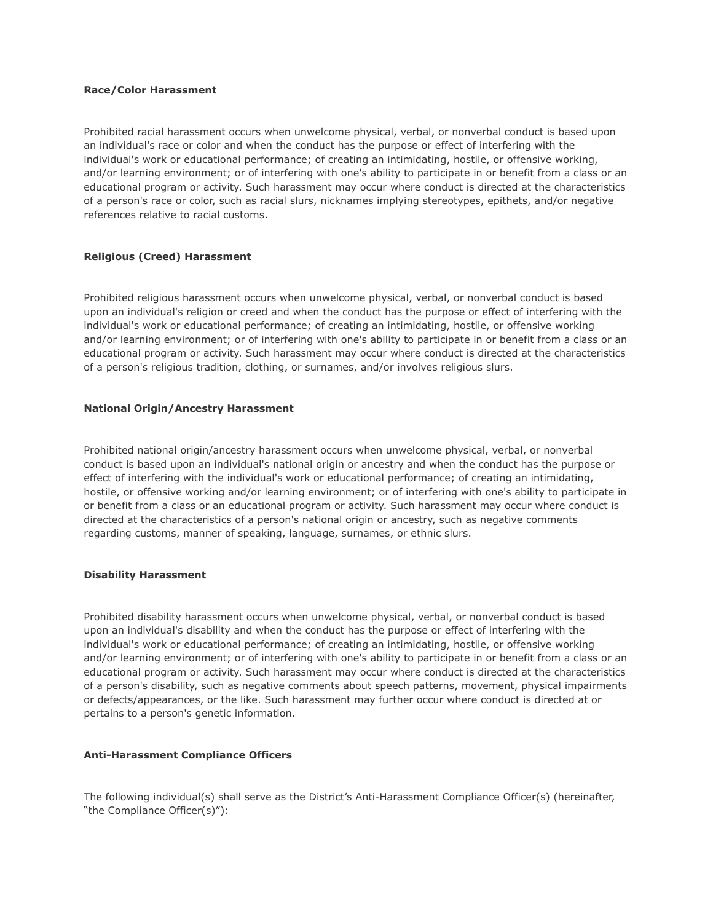**Race/Color Harassment**

Prohibited racial harassment occurs when unwelcome physical, verbal, or nonverbal conduct is based upon an individual's race or color and when the conduct has the purpose or effect of interfering with the individual's work or educational performance; of creating an intimidating, hostile, or offensive working, and/or learning environment; or of interfering with one's ability to participate in or benefit from a class or an educational program or activity. Such harassment may occur where conduct is directed at the characteristics of a person's race or color, such as racial slurs, nicknames implying stereotypes, epithets, and/or negative references relative to racial customs.

**Religious (Creed) Harassment**

Prohibited religious harassment occurs when unwelcome physical, verbal, or nonverbal conduct is based upon an individual's religion or creed and when the conduct has the purpose or effect of interfering with the individual's work or educational performance; of creating an intimidating, hostile, or offensive working and/or learning environment; or of interfering with one's ability to participate in or benefit from a class or an educational program or activity. Such harassment may occur where conduct is directed at the characteristics of a person's religious tradition, clothing, or surnames, and/or involves religious slurs.

**National Origin/Ancestry Harassment**

Prohibited national origin/ancestry harassment occurs when unwelcome physical, verbal, or nonverbal conduct is based upon an individual's national origin or ancestry and when the conduct has the purpose or effect of interfering with the individual's work or educational performance; of creating an intimidating, hostile, or offensive working and/or learning environment; or of interfering with one's ability to participate in or benefit from a class or an educational program or activity. Such harassment may occur where conduct is directed at the characteristics of a person's national origin or ancestry, such as negative comments regarding customs, manner of speaking, language, surnames, or ethnic slurs.

**Disability Harassment**

Prohibited disability harassment occurs when unwelcome physical, verbal, or nonverbal conduct is based upon an individual's disability and when the conduct has the purpose or effect of interfering with the individual's work or educational performance; of creating an intimidating, hostile, or offensive working and/or learning environment; or of interfering with one's ability to participate in or benefit from a class or an educational program or activity. Such harassment may occur where conduct is directed at the characteristics of a person's disability, such as negative comments about speech patterns, movement, physical impairments or defects/appearances, or the like. Such harassment may further occur where conduct is directed at or pertains to a person's genetic information.

**Anti-Harassment Compliance Officers**

The following individual(s) shall serve as the District's Anti-Harassment Compliance Officer(s) (hereinafter, "the Compliance Officer(s)"):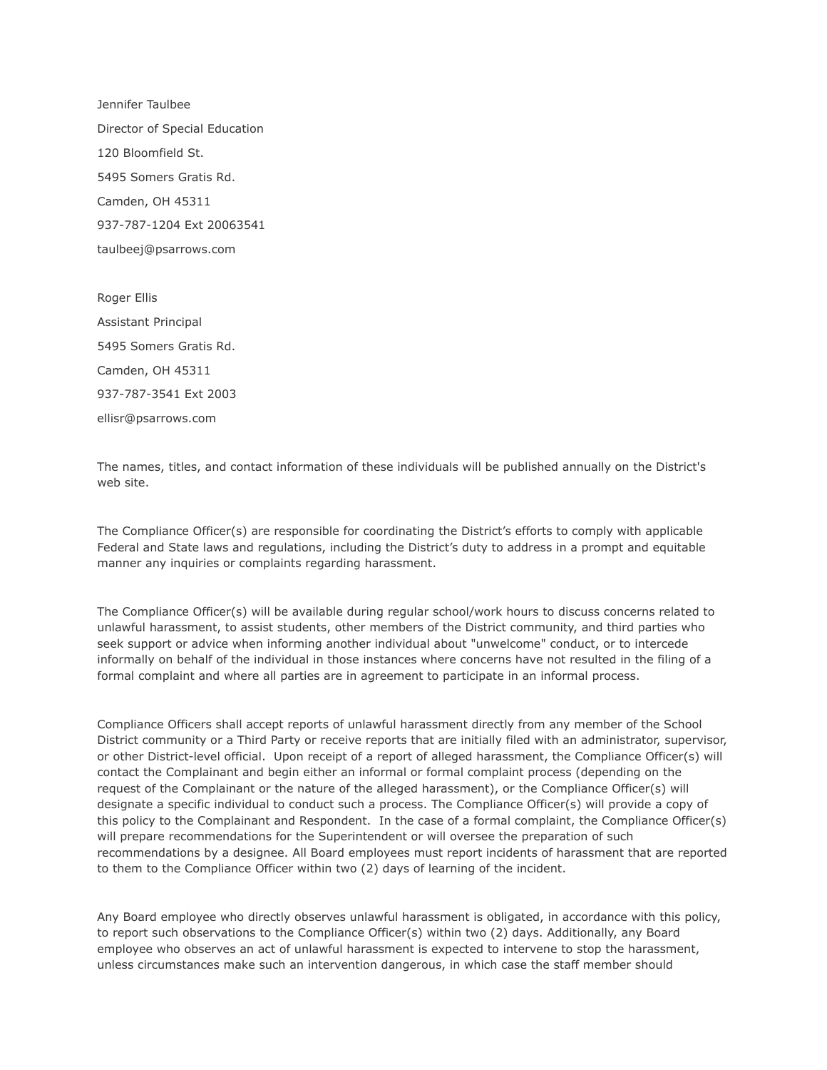Jennifer Taulbee

Director of Special Education

120 Bloomfield St.

5495 Somers Gratis Rd.

Camden, OH 45311

937-787-1204 Ext 20063541

taulbeej@psarrows.com

Roger Ellis

Assistant Principal

5495 Somers Gratis Rd.

Camden, OH 45311

937-787-3541 Ext 2003

ellisr@psarrows.com

The names, titles, and contact information of these individuals will be published annually on the District's web site.

The Compliance Officer(s) are responsible for coordinating the District's efforts to comply with applicable Federal and State laws and regulations, including the District's duty to address in a prompt and equitable manner any inquiries or complaints regarding harassment.

The Compliance Officer(s) will be available during regular school/work hours to discuss concerns related to unlawful harassment, to assist students, other members of the District community, and third parties who seek support or advice when informing another individual about "unwelcome" conduct, or to intercede informally on behalf of the individual in those instances where concerns have not resulted in the filing of a formal complaint and where all parties are in agreement to participate in an informal process.

Compliance Officers shall accept reports of unlawful harassment directly from any member of the School District community or a Third Party or receive reports that are initially filed with an administrator, supervisor, or other District-level official. Upon receipt of a report of alleged harassment, the Compliance Officer(s) will contact the Complainant and begin either an informal or formal complaint process (depending on the request of the Complainant or the nature of the alleged harassment), or the Compliance Officer(s) will designate a specific individual to conduct such a process. The Compliance Officer(s) will provide a copy of this policy to the Complainant and Respondent. In the case of a formal complaint, the Compliance Officer(s) will prepare recommendations for the Superintendent or will oversee the preparation of such recommendations by a designee. All Board employees must report incidents of harassment that are reported to them to the Compliance Officer within two (2) days of learning of the incident.

Any Board employee who directly observes unlawful harassment is obligated, in accordance with this policy, to report such observations to the Compliance Officer(s) within two (2) days. Additionally, any Board employee who observes an act of unlawful harassment is expected to intervene to stop the harassment, unless circumstances make such an intervention dangerous, in which case the staff member should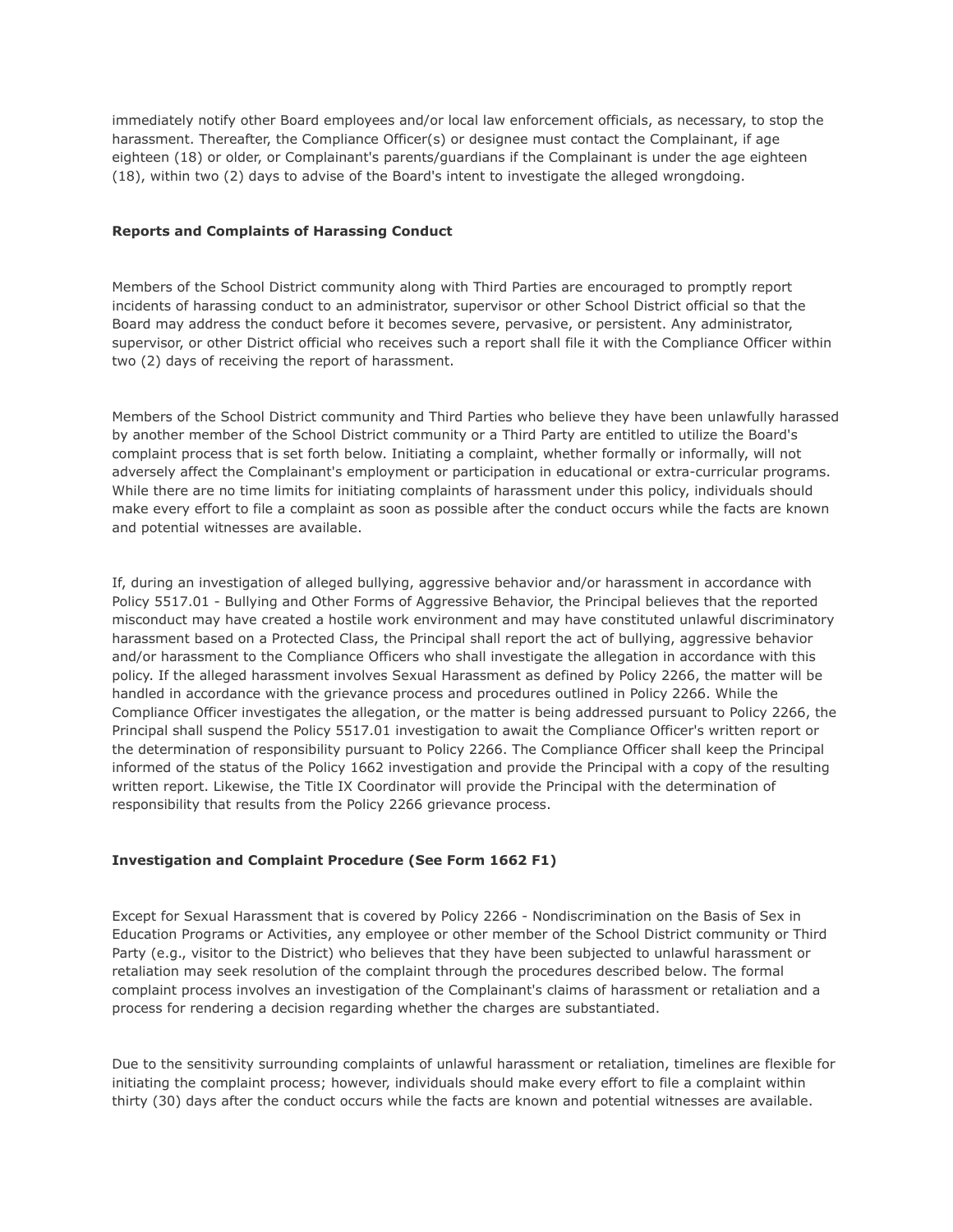immediately notify other Board employees and/or local law enforcement officials, as necessary, to stop the harassment. Thereafter, the Compliance Officer(s) or designee must contact the Complainant, if age eighteen (18) or older, or Complainant's parents/guardians if the Complainant is under the age eighteen (18), within two (2) days to advise of the Board's intent to investigate the alleged wrongdoing.

**Reports and Complaints of Harassing Conduct**

Members of the School District community along with Third Parties are encouraged to promptly report incidents of harassing conduct to an administrator, supervisor or other School District official so that the Board may address the conduct before it becomes severe, pervasive, or persistent. Any administrator, supervisor, or other District official who receives such a report shall file it with the Compliance Officer within two (2) days of receiving the report of harassment.

Members of the School District community and Third Parties who believe they have been unlawfully harassed by another member of the School District community or a Third Party are entitled to utilize the Board's complaint process that is set forth below. Initiating a complaint, whether formally or informally, will not adversely affect the Complainant's employment or participation in educational or extra-curricular programs. While there are no time limits for initiating complaints of harassment under this policy, individuals should make every effort to file a complaint as soon as possible after the conduct occurs while the facts are known and potential witnesses are available.

If, during an investigation of alleged bullying, aggressive behavior and/or harassment in accordance with Policy 5517.01 - Bullying and Other Forms of Aggressive Behavior, the Principal believes that the reported misconduct may have created a hostile work environment and may have constituted unlawful discriminatory harassment based on a Protected Class, the Principal shall report the act of bullying, aggressive behavior and/or harassment to the Compliance Officers who shall investigate the allegation in accordance with this policy. If the alleged harassment involves Sexual Harassment as defined by Policy 2266, the matter will be handled in accordance with the grievance process and procedures outlined in Policy 2266. While the Compliance Officer investigates the allegation, or the matter is being addressed pursuant to Policy 2266, the Principal shall suspend the Policy 5517.01 investigation to await the Compliance Officer's written report or the determination of responsibility pursuant to Policy 2266. The Compliance Officer shall keep the Principal informed of the status of the Policy 1662 investigation and provide the Principal with a copy of the resulting written report. Likewise, the Title IX Coordinator will provide the Principal with the determination of responsibility that results from the Policy 2266 grievance process.

**Investigation and Complaint Procedure (See Form 1662 F1)**

Except for Sexual Harassment that is covered by Policy 2266 - Nondiscrimination on the Basis of Sex in Education Programs or Activities, any employee or other member of the School District community or Third Party (e.g., visitor to the District) who believes that they have been subjected to unlawful harassment or retaliation may seek resolution of the complaint through the procedures described below. The formal complaint process involves an investigation of the Complainant's claims of harassment or retaliation and a process for rendering a decision regarding whether the charges are substantiated.

Due to the sensitivity surrounding complaints of unlawful harassment or retaliation, timelines are flexible for initiating the complaint process; however, individuals should make every effort to file a complaint within thirty (30) days after the conduct occurs while the facts are known and potential witnesses are available.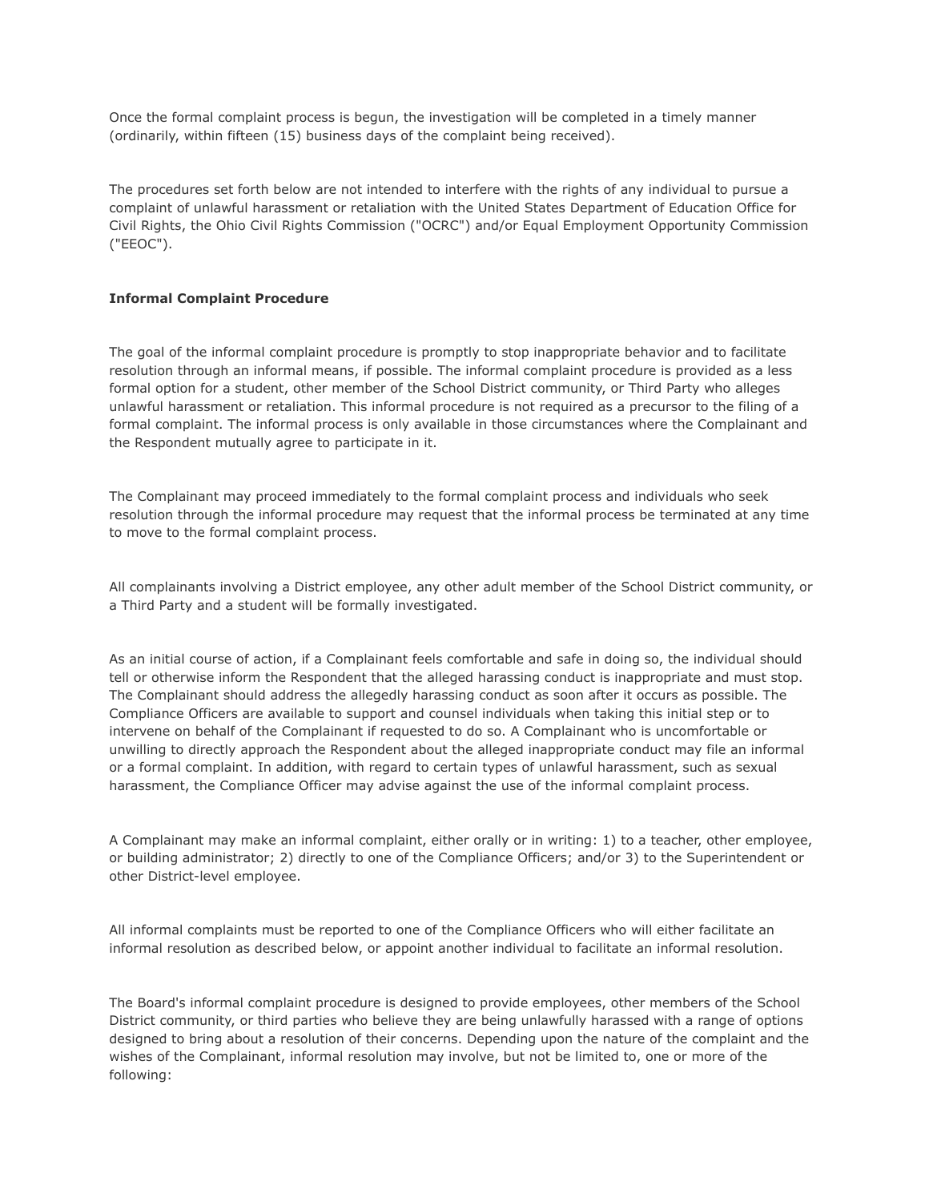Once the formal complaint process is begun, the investigation will be completed in a timely manner (ordinarily, within fifteen (15) business days of the complaint being received).

The procedures set forth below are not intended to interfere with the rights of any individual to pursue a complaint of unlawful harassment or retaliation with the United States Department of Education Office for Civil Rights, the Ohio Civil Rights Commission ("OCRC") and/or Equal Employment Opportunity Commission ("EEOC").

**Informal Complaint Procedure**

The goal of the informal complaint procedure is promptly to stop inappropriate behavior and to facilitate resolution through an informal means, if possible. The informal complaint procedure is provided as a less formal option for a student, other member of the School District community, or Third Party who alleges unlawful harassment or retaliation. This informal procedure is not required as a precursor to the filing of a formal complaint. The informal process is only available in those circumstances where the Complainant and the Respondent mutually agree to participate in it.

The Complainant may proceed immediately to the formal complaint process and individuals who seek resolution through the informal procedure may request that the informal process be terminated at any time to move to the formal complaint process.

All complainants involving a District employee, any other adult member of the School District community, or a Third Party and a student will be formally investigated.

As an initial course of action, if a Complainant feels comfortable and safe in doing so, the individual should tell or otherwise inform the Respondent that the alleged harassing conduct is inappropriate and must stop. The Complainant should address the allegedly harassing conduct as soon after it occurs as possible. The Compliance Officers are available to support and counsel individuals when taking this initial step or to intervene on behalf of the Complainant if requested to do so. A Complainant who is uncomfortable or unwilling to directly approach the Respondent about the alleged inappropriate conduct may file an informal or a formal complaint. In addition, with regard to certain types of unlawful harassment, such as sexual harassment, the Compliance Officer may advise against the use of the informal complaint process.

A Complainant may make an informal complaint, either orally or in writing: 1) to a teacher, other employee, or building administrator; 2) directly to one of the Compliance Officers; and/or 3) to the Superintendent or other District-level employee.

All informal complaints must be reported to one of the Compliance Officers who will either facilitate an informal resolution as described below, or appoint another individual to facilitate an informal resolution.

The Board's informal complaint procedure is designed to provide employees, other members of the School District community, or third parties who believe they are being unlawfully harassed with a range of options designed to bring about a resolution of their concerns. Depending upon the nature of the complaint and the wishes of the Complainant, informal resolution may involve, but not be limited to, one or more of the following: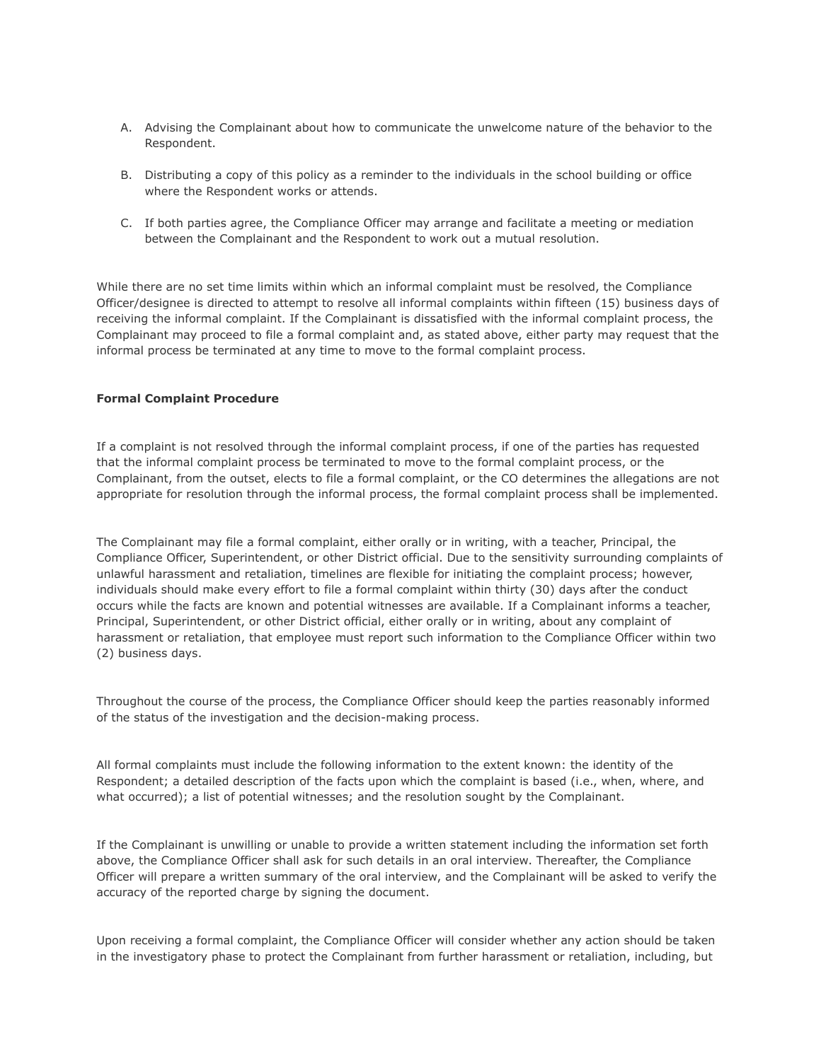A. Advising the Complainant about how to communicate the unwelcome nature of the behavior to the Respondent.

B. Distributing a copy of this policy as a reminder to the individuals in the school building or office where the Respondent works or attends.

C. If both parties agree, the Compliance Officer may arrange and facilitate a meeting or mediation between the Complainant and the Respondent to work out a mutual resolution.

While there are no set time limits within which an informal complaint must be resolved, the Compliance Officer/designee is directed to attempt to resolve all informal complaints within fifteen (15) business days of receiving the informal complaint. If the Complainant is dissatisfied with the informal complaint process, the Complainant may proceed to file a formal complaint and, as stated above, either party may request that the informal process be terminated at any time to move to the formal complaint process.

**Formal Complaint Procedure**

If a complaint is not resolved through the informal complaint process, if one of the parties has requested that the informal complaint process be terminated to move to the formal complaint process, or the Complainant, from the outset, elects to file a formal complaint, or the CO determines the allegations are not appropriate for resolution through the informal process, the formal complaint process shall be implemented.

The Complainant may file a formal complaint, either orally or in writing, with a teacher, Principal, the Compliance Officer, Superintendent, or other District official. Due to the sensitivity surrounding complaints of unlawful harassment and retaliation, timelines are flexible for initiating the complaint process; however, individuals should make every effort to file a formal complaint within thirty (30) days after the conduct occurs while the facts are known and potential witnesses are available. If a Complainant informs a teacher, Principal, Superintendent, or other District official, either orally or in writing, about any complaint of harassment or retaliation, that employee must report such information to the Compliance Officer within two (2) business days.

Throughout the course of the process, the Compliance Officer should keep the parties reasonably informed of the status of the investigation and the decision-making process.

All formal complaints must include the following information to the extent known: the identity of the Respondent; a detailed description of the facts upon which the complaint is based (i.e., when, where, and what occurred); a list of potential witnesses; and the resolution sought by the Complainant.

If the Complainant is unwilling or unable to provide a written statement including the information set forth above, the Compliance Officer shall ask for such details in an oral interview. Thereafter, the Compliance Officer will prepare a written summary of the oral interview, and the Complainant will be asked to verify the accuracy of the reported charge by signing the document.

Upon receiving a formal complaint, the Compliance Officer will consider whether any action should be taken in the investigatory phase to protect the Complainant from further harassment or retaliation, including, but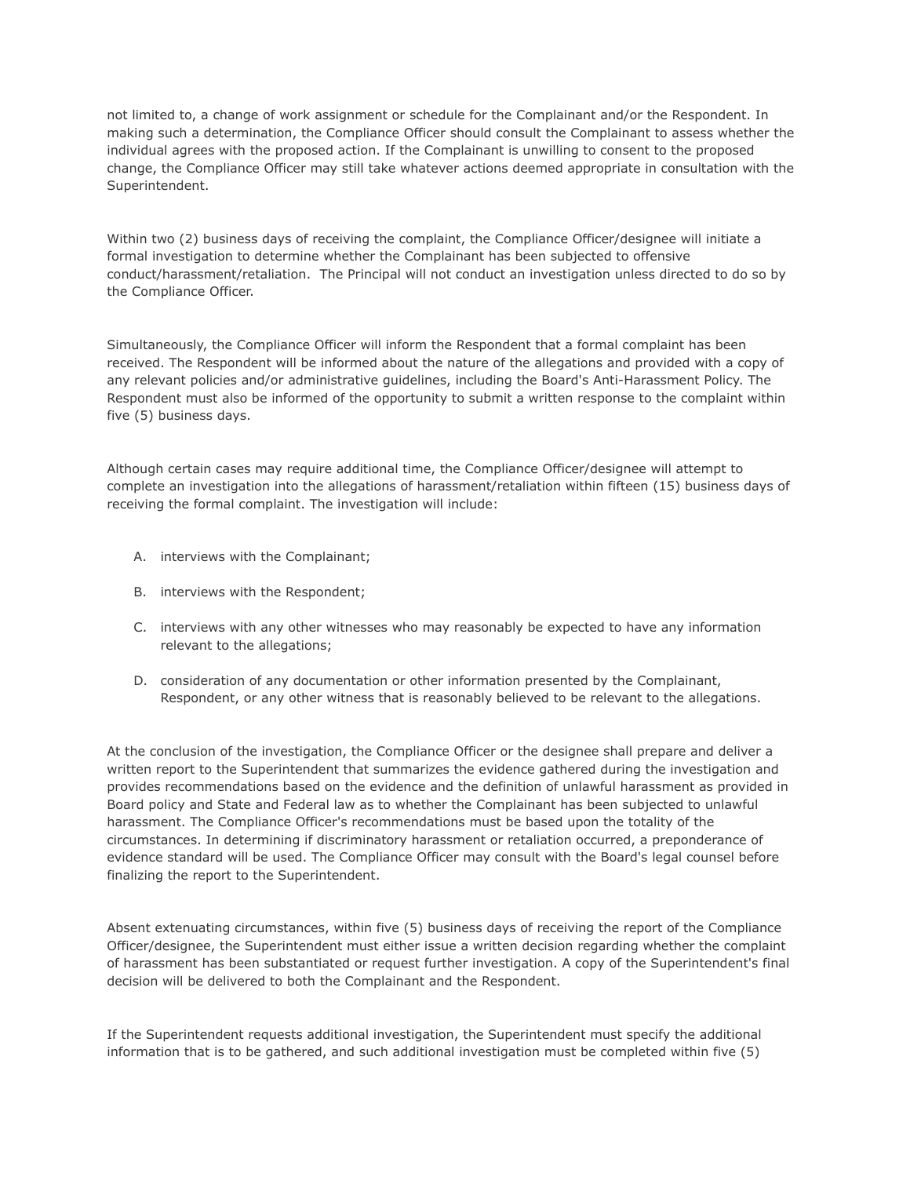not limited to, a change of work assignment or schedule for the Complainant and/or the Respondent. In making such a determination, the Compliance Officer should consult the Complainant to assess whether the individual agrees with the proposed action. If the Complainant is unwilling to consent to the proposed change, the Compliance Officer may still take whatever actions deemed appropriate in consultation with the Superintendent.

Within two (2) business days of receiving the complaint, the Compliance Officer/designee will initiate a formal investigation to determine whether the Complainant has been subjected to offensive conduct/harassment/retaliation. The Principal will not conduct an investigation unless directed to do so by the Compliance Officer.

Simultaneously, the Compliance Officer will inform the Respondent that a formal complaint has been received. The Respondent will be informed about the nature of the allegations and provided with a copy of any relevant policies and/or administrative guidelines, including the Board's Anti-Harassment Policy. The Respondent must also be informed of the opportunity to submit a written response to the complaint within five (5) business days.

Although certain cases may require additional time, the Compliance Officer/designee will attempt to complete an investigation into the allegations of harassment/retaliation within fifteen (15) business days of receiving the formal complaint. The investigation will include:

A. interviews with the Complainant;

B. interviews with the Respondent;

C. interviews with any other witnesses who may reasonably be expected to have any information relevant to the allegations;

D. consideration of any documentation or other information presented by the Complainant, Respondent, or any other witness that is reasonably believed to be relevant to the allegations.

At the conclusion of the investigation, the Compliance Officer or the designee shall prepare and deliver a written report to the Superintendent that summarizes the evidence gathered during the investigation and provides recommendations based on the evidence and the definition of unlawful harassment as provided in Board policy and State and Federal law as to whether the Complainant has been subjected to unlawful harassment. The Compliance Officer's recommendations must be based upon the totality of the circumstances. In determining if discriminatory harassment or retaliation occurred, a preponderance of evidence standard will be used. The Compliance Officer may consult with the Board's legal counsel before finalizing the report to the Superintendent.

Absent extenuating circumstances, within five (5) business days of receiving the report of the Compliance Officer/designee, the Superintendent must either issue a written decision regarding whether the complaint of harassment has been substantiated or request further investigation. A copy of the Superintendent's final decision will be delivered to both the Complainant and the Respondent.

If the Superintendent requests additional investigation, the Superintendent must specify the additional information that is to be gathered, and such additional investigation must be completed within five (5)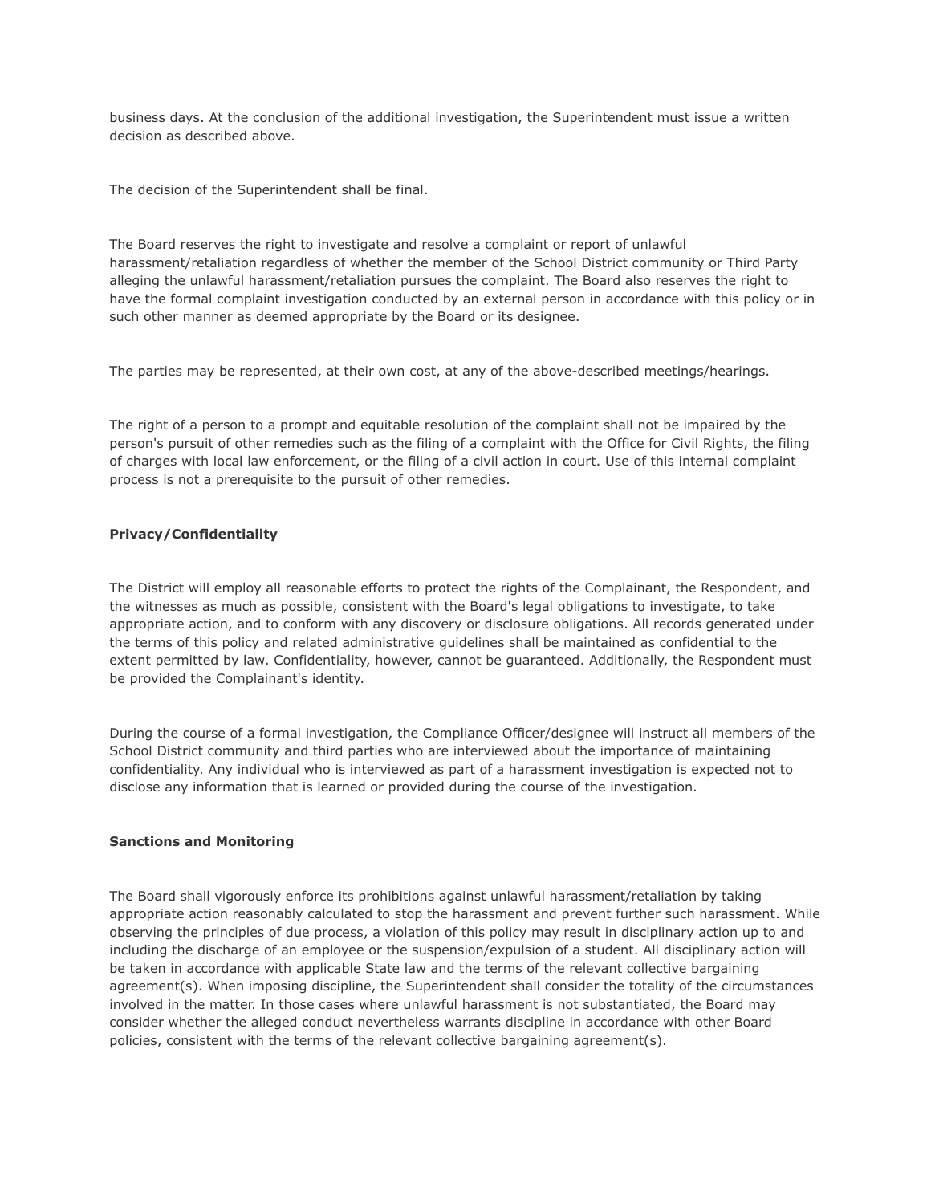business days. At the conclusion of the additional investigation, the Superintendent must issue a written decision as described above.

The decision of the Superintendent shall be final.

The Board reserves the right to investigate and resolve a complaint or report of unlawful harassment/retaliation regardless of whether the member of the School District community or Third Party alleging the unlawful harassment/retaliation pursues the complaint. The Board also reserves the right to have the formal complaint investigation conducted by an external person in accordance with this policy or in such other manner as deemed appropriate by the Board or its designee.

The parties may be represented, at their own cost, at any of the above-described meetings/hearings.

The right of a person to a prompt and equitable resolution of the complaint shall not be impaired by the person's pursuit of other remedies such as the filing of a complaint with the Office for Civil Rights, the filing of charges with local law enforcement, or the filing of a civil action in court. Use of this internal complaint process is not a prerequisite to the pursuit of other remedies.

**Privacy/Confidentiality**

The District will employ all reasonable efforts to protect the rights of the Complainant, the Respondent, and the witnesses as much as possible, consistent with the Board's legal obligations to investigate, to take appropriate action, and to conform with any discovery or disclosure obligations. All records generated under the terms of this policy and related administrative guidelines shall be maintained as confidential to the extent permitted by law. Confidentiality, however, cannot be guaranteed. Additionally, the Respondent must be provided the Complainant's identity.

During the course of a formal investigation, the Compliance Officer/designee will instruct all members of the School District community and third parties who are interviewed about the importance of maintaining confidentiality. Any individual who is interviewed as part of a harassment investigation is expected not to disclose any information that is learned or provided during the course of the investigation.

**Sanctions and Monitoring**

The Board shall vigorously enforce its prohibitions against unlawful harassment/retaliation by taking appropriate action reasonably calculated to stop the harassment and prevent further such harassment. While observing the principles of due process, a violation of this policy may result in disciplinary action up to and including the discharge of an employee or the suspension/expulsion of a student. All disciplinary action will be taken in accordance with applicable State law and the terms of the relevant collective bargaining agreement(s). When imposing discipline, the Superintendent shall consider the totality of the circumstances involved in the matter. In those cases where unlawful harassment is not substantiated, the Board may consider whether the alleged conduct nevertheless warrants discipline in accordance with other Board policies, consistent with the terms of the relevant collective bargaining agreement(s).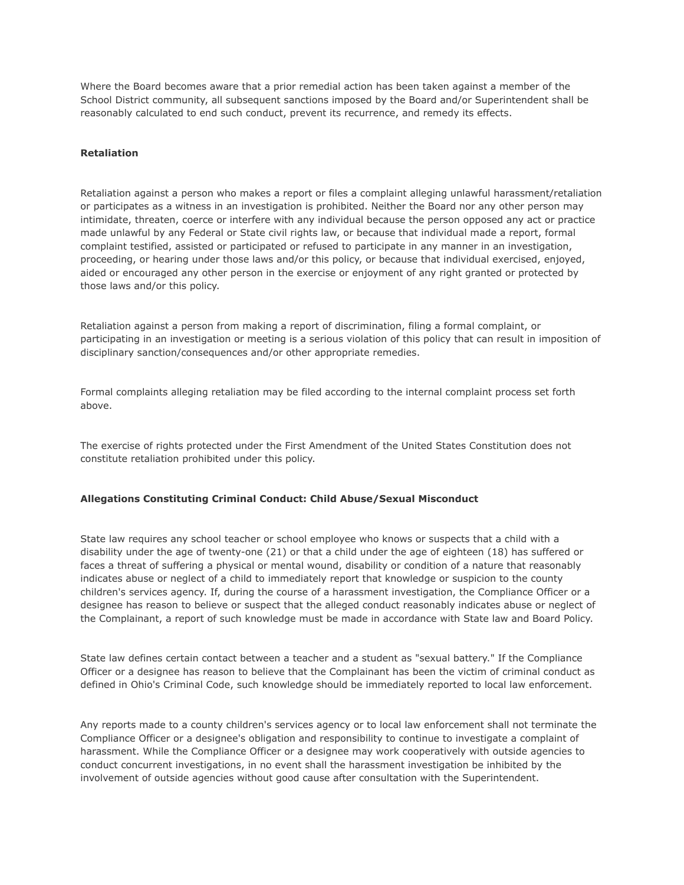Where the Board becomes aware that a prior remedial action has been taken against a member of the School District community, all subsequent sanctions imposed by the Board and/or Superintendent shall be reasonably calculated to end such conduct, prevent its recurrence, and remedy its effects.

**Retaliation**

Retaliation against a person who makes a report or files a complaint alleging unlawful harassment/retaliation or participates as a witness in an investigation is prohibited. Neither the Board nor any other person may intimidate, threaten, coerce or interfere with any individual because the person opposed any act or practice made unlawful by any Federal or State civil rights law, or because that individual made a report, formal complaint testified, assisted or participated or refused to participate in any manner in an investigation, proceeding, or hearing under those laws and/or this policy, or because that individual exercised, enjoyed, aided or encouraged any other person in the exercise or enjoyment of any right granted or protected by those laws and/or this policy.

Retaliation against a person from making a report of discrimination, filing a formal complaint, or participating in an investigation or meeting is a serious violation of this policy that can result in imposition of disciplinary sanction/consequences and/or other appropriate remedies.

Formal complaints alleging retaliation may be filed according to the internal complaint process set forth above.

The exercise of rights protected under the First Amendment of the United States Constitution does not constitute retaliation prohibited under this policy.

**Allegations Constituting Criminal Conduct: Child Abuse/Sexual Misconduct**

State law requires any school teacher or school employee who knows or suspects that a child with a disability under the age of twenty-one (21) or that a child under the age of eighteen (18) has suffered or faces a threat of suffering a physical or mental wound, disability or condition of a nature that reasonably indicates abuse or neglect of a child to immediately report that knowledge or suspicion to the county children's services agency. If, during the course of a harassment investigation, the Compliance Officer or a designee has reason to believe or suspect that the alleged conduct reasonably indicates abuse or neglect of the Complainant, a report of such knowledge must be made in accordance with State law and Board Policy.

State law defines certain contact between a teacher and a student as "sexual battery." If the Compliance Officer or a designee has reason to believe that the Complainant has been the victim of criminal conduct as defined in Ohio's Criminal Code, such knowledge should be immediately reported to local law enforcement.

Any reports made to a county children's services agency or to local law enforcement shall not terminate the Compliance Officer or a designee's obligation and responsibility to continue to investigate a complaint of harassment. While the Compliance Officer or a designee may work cooperatively with outside agencies to conduct concurrent investigations, in no event shall the harassment investigation be inhibited by the involvement of outside agencies without good cause after consultation with the Superintendent.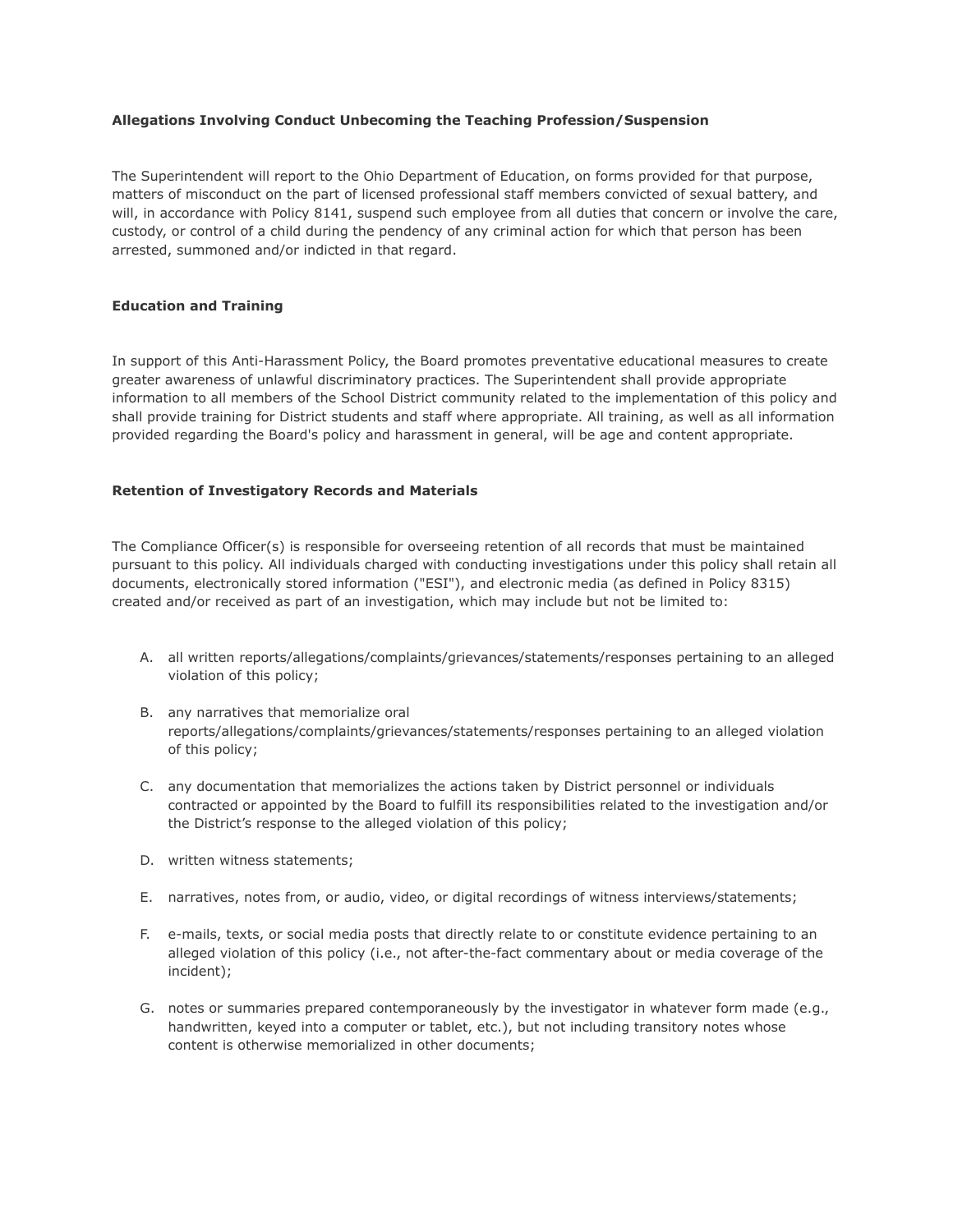**Allegations Involving Conduct Unbecoming the Teaching Profession/Suspension**

The Superintendent will report to the Ohio Department of Education, on forms provided for that purpose, matters of misconduct on the part of licensed professional staff members convicted of sexual battery, and will, in accordance with Policy 8141, suspend such employee from all duties that concern or involve the care, custody, or control of a child during the pendency of any criminal action for which that person has been arrested, summoned and/or indicted in that regard.

**Education and Training**

In support of this Anti-Harassment Policy, the Board promotes preventative educational measures to create greater awareness of unlawful discriminatory practices. The Superintendent shall provide appropriate information to all members of the School District community related to the implementation of this policy and shall provide training for District students and staff where appropriate. All training, as well as all information provided regarding the Board's policy and harassment in general, will be age and content appropriate.

**Retention of Investigatory Records and Materials**

The Compliance Officer(s) is responsible for overseeing retention of all records that must be maintained pursuant to this policy. All individuals charged with conducting investigations under this policy shall retain all documents, electronically stored information ("ESI"), and electronic media (as defined in Policy 8315) created and/or received as part of an investigation, which may include but not be limited to:

A. all written reports/allegations/complaints/grievances/statements/responses pertaining to an alleged violation of this policy;

B. any narratives that memorialize oral reports/allegations/complaints/grievances/statements/responses pertaining to an alleged violation of this policy;

C. any documentation that memorializes the actions taken by District personnel or individuals contracted or appointed by the Board to fulfill its responsibilities related to the investigation and/or the District's response to the alleged violation of this policy;

D. written witness statements;

E. narratives, notes from, or audio, video, or digital recordings of witness interviews/statements;

F. e-mails, texts, or social media posts that directly relate to or constitute evidence pertaining to an alleged violation of this policy (i.e., not after-the-fact commentary about or media coverage of the incident);

G. notes or summaries prepared contemporaneously by the investigator in whatever form made (e.g., handwritten, keyed into a computer or tablet, etc.), but not including transitory notes whose content is otherwise memorialized in other documents;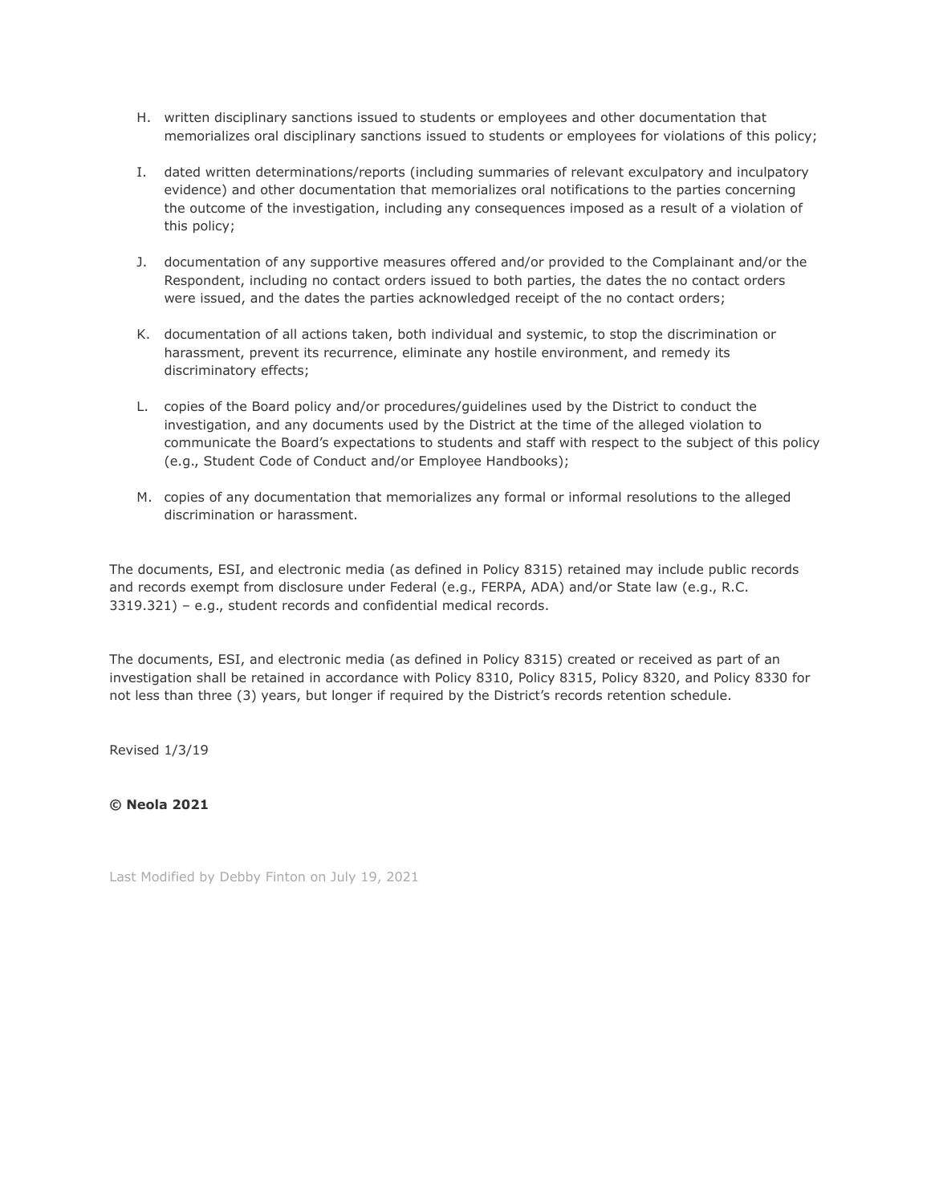H. written disciplinary sanctions issued to students or employees and other documentation that memorializes oral disciplinary sanctions issued to students or employees for violations of this policy;

I. dated written determinations/reports (including summaries of relevant exculpatory and inculpatory evidence) and other documentation that memorializes oral notifications to the parties concerning the outcome of the investigation, including any consequences imposed as a result of a violation of this policy;

J. documentation of any supportive measures offered and/or provided to the Complainant and/or the Respondent, including no contact orders issued to both parties, the dates the no contact orders were issued, and the dates the parties acknowledged receipt of the no contact orders;

K. documentation of all actions taken, both individual and systemic, to stop the discrimination or harassment, prevent its recurrence, eliminate any hostile environment, and remedy its discriminatory effects;

L. copies of the Board policy and/or procedures/guidelines used by the District to conduct the investigation, and any documents used by the District at the time of the alleged violation to communicate the Board's expectations to students and staff with respect to the subject of this policy (e.g., Student Code of Conduct and/or Employee Handbooks);

M. copies of any documentation that memorializes any formal or informal resolutions to the alleged discrimination or harassment.

The documents, ESI, and electronic media (as defined in Policy 8315) retained may include public records and records exempt from disclosure under Federal (e.g., FERPA, ADA) and/or State law (e.g., R.C. 3319.321) – e.g., student records and confidential medical records.

The documents, ESI, and electronic media (as defined in Policy 8315) created or received as part of an investigation shall be retained in accordance with Policy 8310, Policy 8315, Policy 8320, and Policy 8330 for not less than three (3) years, but longer if required by the District's records retention schedule.

Revised 1/3/19

**© Neola 2021**

Last Modified by Debby Finton on July 19, 2021